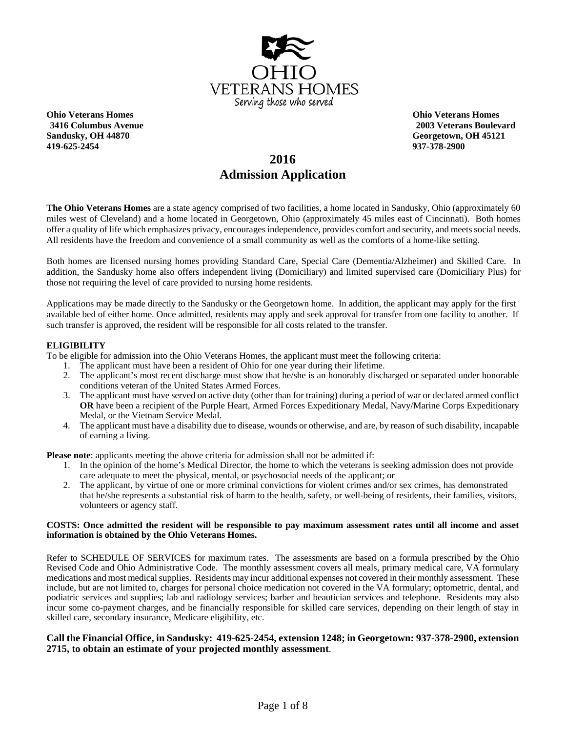OHIO VETERANS HOMES

Serving those who served

**Ohio Veterans Homes**
**3416 Columbus Avenue**
**Sandusky, OH 44870**
**419-625-2454**

**Ohio Veterans Homes**
**2003 Veterans Boulevard**
**Georgetown, OH 45121**
**937-378-2900**

# 2016 Admission Application

**The Ohio Veterans Homes** are a state agency comprised of two facilities, a home located in Sandusky, Ohio (approximately 60 miles west of Cleveland) and a home located in Georgetown, Ohio (approximately 45 miles east of Cincinnati). Both homes offer a quality of life which emphasizes privacy, encourages independence, provides comfort and security, and meets social needs. All residents have the freedom and convenience of a small community as well as the comforts of a home-like setting.

Both homes are licensed nursing homes providing Standard Care, Special Care (Dementia/Alzheimer) and Skilled Care. In addition, the Sandusky home also offers independent living (Domiciliary) and limited supervised care (Domiciliary Plus) for those not requiring the level of care provided to nursing home residents.

Applications may be made directly to the Sandusky or the Georgetown home. In addition, the applicant may apply for the first available bed of either home. Once admitted, residents may apply and seek approval for transfer from one facility to another. If such transfer is approved, the resident will be responsible for all costs related to the transfer.

### ELIGIBILITY

To be eligible for admission into the Ohio Veterans Homes, the applicant must meet the following criteria:

1. The applicant must have been a resident of Ohio for one year during their lifetime.
2. The applicant's most recent discharge must show that he/she is an honorably discharged or separated under honorable conditions veteran of the United States Armed Forces.
3. The applicant must have served on active duty (other than for training) during a period of war or declared armed conflict **OR** have been a recipient of the Purple Heart, Armed Forces Expeditionary Medal, Navy/Marine Corps Expeditionary Medal, or the Vietnam Service Medal.
4. The applicant must have a disability due to disease, wounds or otherwise, and are, by reason of such disability, incapable of earning a living.

**Please note**: applicants meeting the above criteria for admission shall not be admitted if:

1. In the opinion of the home's Medical Director, the home to which the veterans is seeking admission does not provide care adequate to meet the physical, mental, or psychosocial needs of the applicant; or
2. The applicant, by virtue of one or more criminal convictions for violent crimes and/or sex crimes, has demonstrated that he/she represents a substantial risk of harm to the health, safety, or well-being of residents, their families, visitors, volunteers or agency staff.

**COSTS: Once admitted the resident will be responsible to pay maximum assessment rates until all income and asset information is obtained by the Ohio Veterans Homes.**

Refer to SCHEDULE OF SERVICES for maximum rates. The assessments are based on a formula prescribed by the Ohio Revised Code and Ohio Administrative Code. The monthly assessment covers all meals, primary medical care, VA formulary medications and most medical supplies. Residents may incur additional expenses not covered in their monthly assessment. These include, but are not limited to, charges for personal choice medication not covered in the VA formulary; optometric, dental, and podiatric services and supplies; lab and radiology services; barber and beautician services and telephone. Residents may also incur some co-payment charges, and be financially responsible for skilled care services, depending on their length of stay in skilled care, secondary insurance, Medicare eligibility, etc.

**Call the Financial Office, in Sandusky: 419-625-2454, extension 1248; in Georgetown: 937-378-2900, extension 2715, to obtain an estimate of your projected monthly assessment**.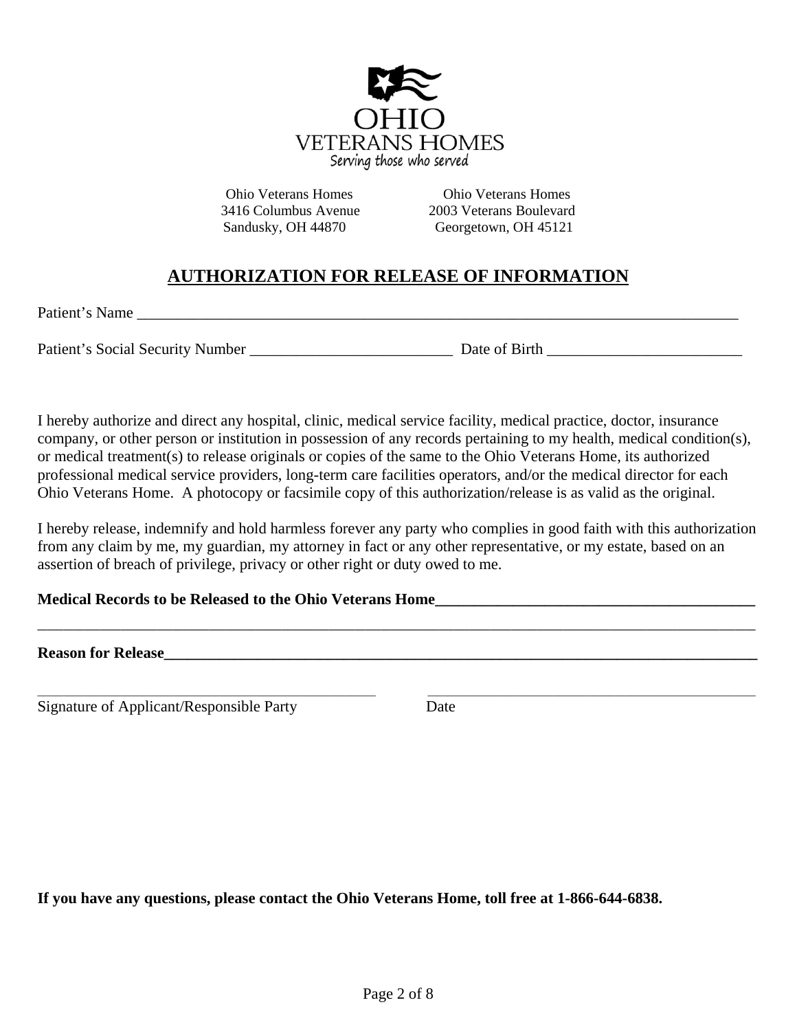OHIO
VETERANS HOMES
Serving those who served

Ohio Veterans Homes
3416 Columbus Avenue
Sandusky, OH 44870

Ohio Veterans Homes
2003 Veterans Boulevard
Georgetown, OH 45121

## AUTHORIZATION FOR RELEASE OF INFORMATION

Patient's Name ______________________________________________________________________________

Patient's Social Security Number __________________________ Date of Birth _________________________

I hereby authorize and direct any hospital, clinic, medical service facility, medical practice, doctor, insurance company, or other person or institution in possession of any records pertaining to my health, medical condition(s), or medical treatment(s) to release originals or copies of the same to the Ohio Veterans Home, its authorized professional medical service providers, long-term care facilities operators, and/or the medical director for each Ohio Veterans Home. A photocopy or facsimile copy of this authorization/release is as valid as the original.

I hereby release, indemnify and hold harmless forever any party who complies in good faith with this authorization from any claim by me, my guardian, my attorney in fact or any other representative, or my estate, based on an assertion of breach of privilege, privacy or other right or duty owed to me.

**Medical Records to be Released to the Ohio Veterans Home__________________________________________**

_____________________________________________________________________________________________

**Reason for Release______________________________________________________________________________**

_____________________________________________ _____________________________________________

Signature of Applicant/Responsible Party Date

**If you have any questions, please contact the Ohio Veterans Home, toll free at 1-866-644-6838.**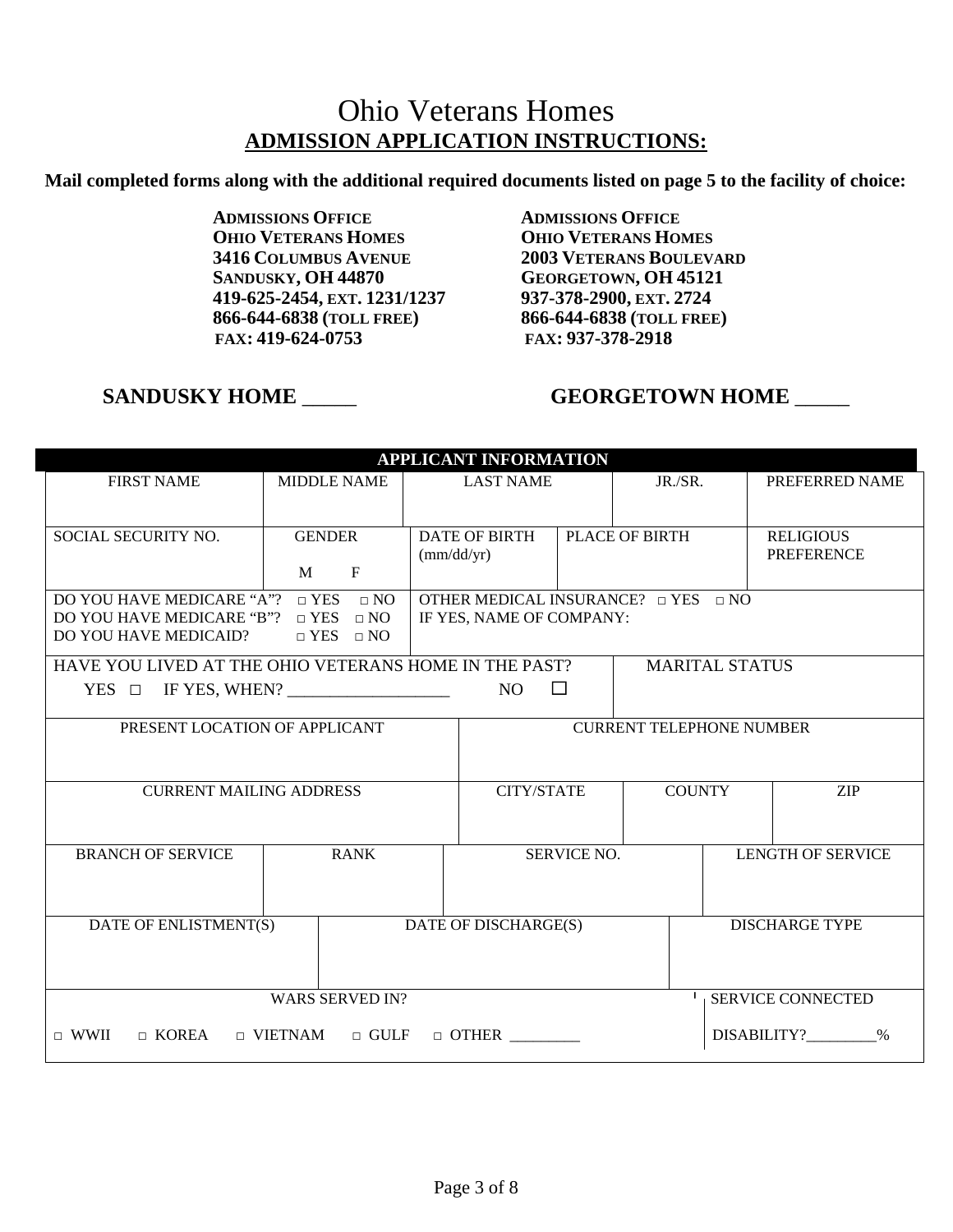# Ohio Veterans Homes

## ADMISSION APPLICATION INSTRUCTIONS:

**Mail completed forms along with the additional required documents listed on page 5 to the facility of choice:**

**ADMISSIONS OFFICE**
**OHIO VETERANS HOMES**
**3416 COLUMBUS AVENUE**
**SANDUSKY, OH 44870**
**419-625-2454, EXT. 1231/1237**
**866-644-6838 (TOLL FREE)**
**FAX: 419-624-0753**

**ADMISSIONS OFFICE**
**OHIO VETERANS HOMES**
**2003 VETERANS BOULEVARD**
**GEORGETOWN, OH 45121**
**937-378-2900, EXT. 2724**
**866-644-6838 (TOLL FREE)**
**FAX: 937-378-2918**

**SANDUSKY HOME** _____ **GEORGETOWN HOME** _____

| **APPLICANT INFORMATION** | | | | |
|---|---|---|---|---|
| FIRST NAME | MIDDLE NAME | LAST NAME | JR./SR. | PREFERRED NAME |
| SOCIAL SECURITY NO. | GENDER<br>M F | DATE OF BIRTH (mm/dd/yr) | PLACE OF BIRTH | RELIGIOUS PREFERENCE |
| DO YOU HAVE MEDICARE “A”? □ YES □ NO<br>DO YOU HAVE MEDICARE “B”? □ YES □ NO<br>DO YOU HAVE MEDICAID? □ YES □ NO | OTHER MEDICAL INSURANCE? □ YES □ NO<br>IF YES, NAME OF COMPANY: | | | |
| HAVE YOU LIVED AT THE OHIO VETERANS HOME IN THE PAST?<br>YES □ IF YES, WHEN? ___________________ NO □ | | | MARITAL STATUS | |
| PRESENT LOCATION OF APPLICANT | | CURRENT TELEPHONE NUMBER | | |
| CURRENT MAILING ADDRESS | | CITY/STATE | COUNTY | ZIP |
| BRANCH OF SERVICE | RANK | SERVICE NO. | | LENGTH OF SERVICE |
| DATE OF ENLISTMENT(S) | DATE OF DISCHARGE(S) | | DISCHARGE TYPE | |
| WARS SERVED IN?<br>□ WWII □ KOREA □ VIETNAM □ GULF □ OTHER _________ | | | SERVICE CONNECTED<br>DISABILITY?_________% | |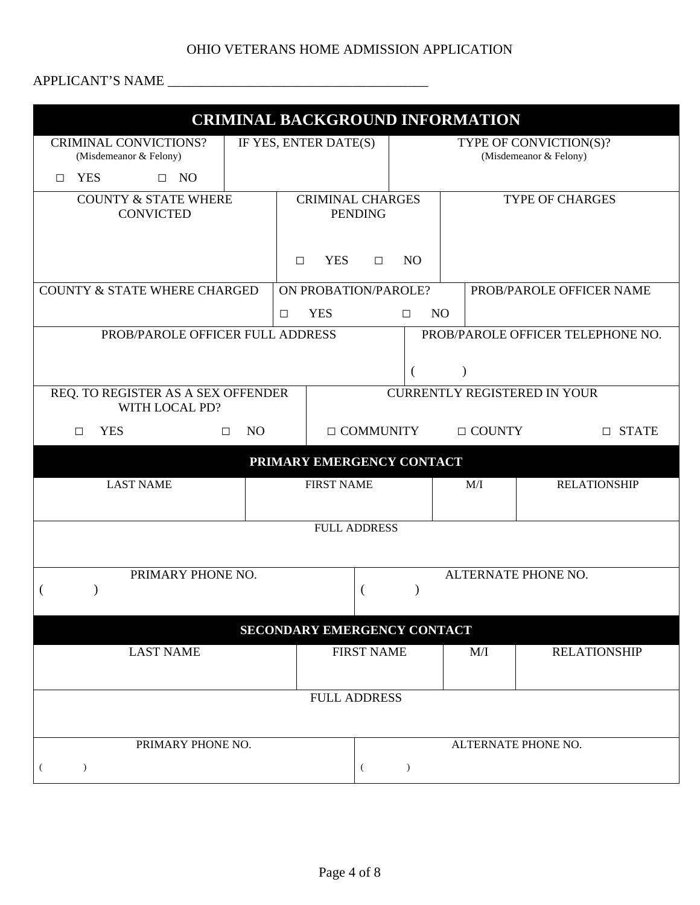OHIO VETERANS HOME ADMISSION APPLICATION

APPLICANT'S NAME ______________________________________

## CRIMINAL BACKGROUND INFORMATION

| CRIMINAL CONVICTIONS? (Misdemeanor & Felony) | IF YES, ENTER DATE(S) | TYPE OF CONVICTION(S)? (Misdemeanor & Felony) |
|---|---|---|
| □ YES □ NO | | |

| COUNTY & STATE WHERE CONVICTED | CRIMINAL CHARGES PENDING | TYPE OF CHARGES |
|---|---|---|
| | □ YES □ NO | |

| COUNTY & STATE WHERE CHARGED | ON PROBATION/PAROLE? | PROB/PAROLE OFFICER NAME |
|---|---|---|
| | □ YES □ NO | |

| PROB/PAROLE OFFICER FULL ADDRESS | PROB/PAROLE OFFICER TELEPHONE NO. |
|---|---|
| | ( ) |

| REQ. TO REGISTER AS A SEX OFFENDER WITH LOCAL PD? | CURRENTLY REGISTERED IN YOUR |
|---|---|
| □ YES □ NO | □ COMMUNITY □ COUNTY □ STATE |

## PRIMARY EMERGENCY CONTACT

| LAST NAME | FIRST NAME | M/I | RELATIONSHIP |
|---|---|---|---|
| | | | |

| FULL ADDRESS |
|---|
| |

| PRIMARY PHONE NO. | ALTERNATE PHONE NO. |
|---|---|
| ( ) | ( ) |

## SECONDARY EMERGENCY CONTACT

| LAST NAME | FIRST NAME | M/I | RELATIONSHIP |
|---|---|---|---|
| | | | |

| FULL ADDRESS |
|---|
| |

| PRIMARY PHONE NO. | ALTERNATE PHONE NO. |
|---|---|
| ( ) | ( ) |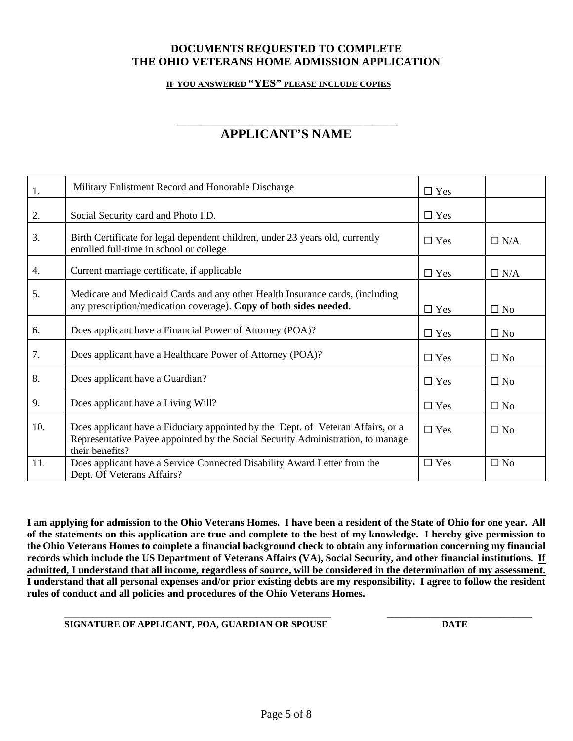**DOCUMENTS REQUESTED TO COMPLETE THE OHIO VETERANS HOME ADMISSION APPLICATION**

**IF YOU ANSWERED "YES" PLEASE INCLUDE COPIES**

\_\_\_\_\_\_\_\_\_\_\_\_\_\_\_\_\_\_\_\_\_\_\_\_\_\_\_\_\_\_\_\_\_\_\_\_\_\_\_\_

## APPLICANT'S NAME

| | | | |
|---|---|---|---|
| 1. | Military Enlistment Record and Honorable Discharge | ☐ Yes | |
| 2. | Social Security card and Photo I.D. | ☐ Yes | |
| 3. | Birth Certificate for legal dependent children, under 23 years old, currently enrolled full-time in school or college | ☐ Yes | ☐ N/A |
| 4. | Current marriage certificate, if applicable | ☐ Yes | ☐ N/A |
| 5. | Medicare and Medicaid Cards and any other Health Insurance cards, (including any prescription/medication coverage). **Copy of both sides needed.** | ☐ Yes | ☐ No |
| 6. | Does applicant have a Financial Power of Attorney (POA)? | ☐ Yes | ☐ No |
| 7. | Does applicant have a Healthcare Power of Attorney (POA)? | ☐ Yes | ☐ No |
| 8. | Does applicant have a Guardian? | ☐ Yes | ☐ No |
| 9. | Does applicant have a Living Will? | ☐ Yes | ☐ No |
| 10. | Does applicant have a Fiduciary appointed by the Dept. of Veteran Affairs, or a Representative Payee appointed by the Social Security Administration, to manage their benefits? | ☐ Yes | ☐ No |
| 11. | Does applicant have a Service Connected Disability Award Letter from the Dept. Of Veterans Affairs? | ☐ Yes | ☐ No |

**I am applying for admission to the Ohio Veterans Homes. I have been a resident of the State of Ohio for one year. All of the statements on this application are true and complete to the best of my knowledge. I hereby give permission to the Ohio Veterans Homes to complete a financial background check to obtain any information concerning my financial records which include the US Department of Veterans Affairs (VA), Social Security, and other financial institutions. <u>If admitted, I understand that all income, regardless of source, will be considered in the determination of my assessment.</u> I understand that all personal expenses and/or prior existing debts are my responsibility. I agree to follow the resident rules of conduct and all policies and procedures of the Ohio Veterans Homes.**

\_\_\_\_\_\_\_\_\_\_\_\_\_\_\_\_\_\_\_\_\_\_\_\_\_\_\_\_\_\_\_\_\_\_\_\_\_\_\_\_\_\_\_\_\_\_\_\_\_\_\_ &nbsp;&nbsp;&nbsp;&nbsp; \_\_\_\_\_\_\_\_\_\_\_\_\_\_\_\_\_\_\_\_\_\_\_\_\_\_\_\_

**SIGNATURE OF APPLICANT, POA, GUARDIAN OR SPOUSE** &nbsp;&nbsp;&nbsp;&nbsp; **DATE**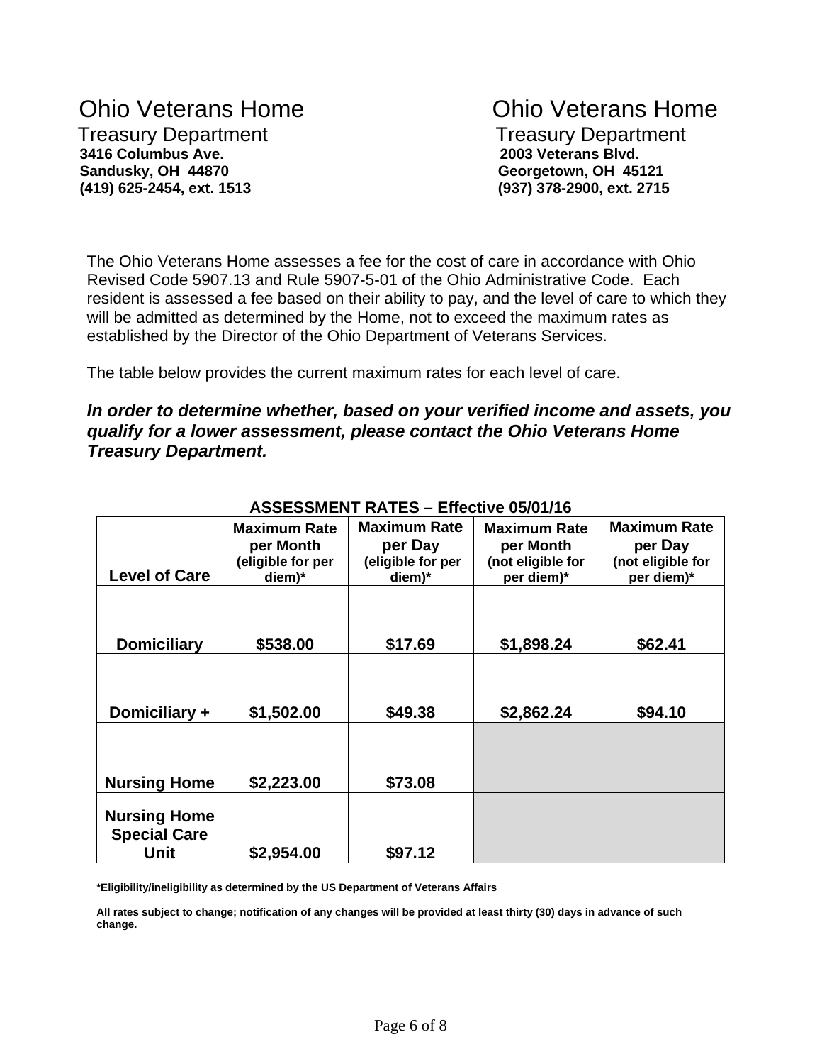Ohio Veterans Home
Treasury Department
**3416 Columbus Ave.**
**Sandusky, OH 44870**
**(419) 625-2454, ext. 1513**

Ohio Veterans Home
Treasury Department
**2003 Veterans Blvd.**
**Georgetown, OH 45121**
**(937) 378-2900, ext. 2715**

The Ohio Veterans Home assesses a fee for the cost of care in accordance with Ohio Revised Code 5907.13 and Rule 5907-5-01 of the Ohio Administrative Code. Each resident is assessed a fee based on their ability to pay, and the level of care to which they will be admitted as determined by the Home, not to exceed the maximum rates as established by the Director of the Ohio Department of Veterans Services.

The table below provides the current maximum rates for each level of care.

***In order to determine whether, based on your verified income and assets, you qualify for a lower assessment, please contact the Ohio Veterans Home Treasury Department.***

**ASSESSMENT RATES – Effective 05/01/16**

| Level of Care | Maximum Rate per Month (eligible for per diem)* | Maximum Rate per Day (eligible for per diem)* | Maximum Rate per Month (not eligible for per diem)* | Maximum Rate per Day (not eligible for per diem)* |
|---|---|---|---|---|
| Domiciliary | $538.00 | $17.69 | $1,898.24 | $62.41 |
| Domiciliary + | $1,502.00 | $49.38 | $2,862.24 | $94.10 |
| Nursing Home | $2,223.00 | $73.08 | | |
| Nursing Home Special Care Unit | $2,954.00 | $97.12 | | |

**\*Eligibility/ineligibility as determined by the US Department of Veterans Affairs**

**All rates subject to change; notification of any changes will be provided at least thirty (30) days in advance of such change.**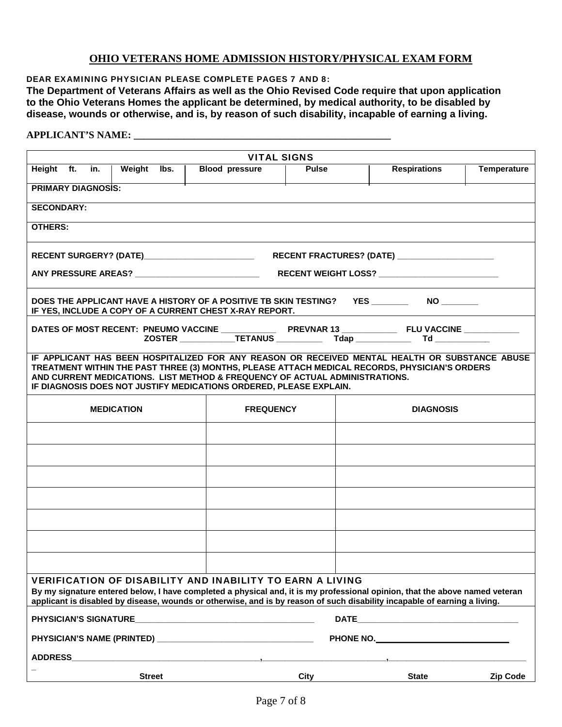# OHIO VETERANS HOME ADMISSION HISTORY/PHYSICAL EXAM FORM

**DEAR EXAMINING PHYSICIAN PLEASE COMPLETE PAGES 7 AND 8:**

**The Department of Veterans Affairs as well as the Ohio Revised Code require that upon application to the Ohio Veterans Homes the applicant be determined, by medical authority, to be disabled by disease, wounds or otherwise, and is, by reason of such disability, incapable of earning a living.**

**APPLICANT'S NAME: ___________________________________________________**

**VITAL SIGNS**

| Height ft. in. | Weight lbs. | Blood pressure | Pulse | Respirations | Temperature |
|---|---|---|---|---|---|
| | | | | | |

**PRIMARY DIAGNOSIS:**

**SECONDARY:**

**OTHERS:**

**RECENT SURGERY? (DATE)________________________** **RECENT FRACTURES? (DATE) _____________________**

**ANY PRESSURE AREAS? ___________________________** **RECENT WEIGHT LOSS? ___________________________**

**DOES THE APPLICANT HAVE A HISTORY OF A POSITIVE TB SKIN TESTING? YES ________ NO ________**
**IF YES, INCLUDE A COPY OF A CURRENT CHEST X-RAY REPORT.**

**DATES OF MOST RECENT: PNEUMO VACCINE ____________ PREVNAR 13 ____________ FLU VACCINE ____________**
**ZOSTER ____________TETANUS __________ Tdap ____________ Td ____________**

**IF APPLICANT HAS BEEN HOSPITALIZED FOR ANY REASON OR RECEIVED MENTAL HEALTH OR SUBSTANCE ABUSE TREATMENT WITHIN THE PAST THREE (3) MONTHS, PLEASE ATTACH MEDICAL RECORDS, PHYSICIAN'S ORDERS AND CURRENT MEDICATIONS. LIST METHOD & FREQUENCY OF ACTUAL ADMINISTRATIONS.**
**IF DIAGNOSIS DOES NOT JUSTIFY MEDICATIONS ORDERED, PLEASE EXPLAIN.**

| MEDICATION | FREQUENCY | DIAGNOSIS |
|---|---|---|
| | | |
| | | |
| | | |
| | | |
| | | |
| | | |
| | | |

**VERIFICATION OF DISABILITY AND INABILITY TO EARN A LIVING**

**By my signature entered below, I have completed a physical and, it is my professional opinion, that the above named veteran applicant is disabled by disease, wounds or otherwise, and is by reason of such disability incapable of earning a living.**

**PHYSICIAN'S SIGNATURE_______________________________________** **DATE___________________________________**

**PHYSICIAN'S NAME (PRINTED) _________________________________** **PHONE NO.____________________________**

**ADDRESS__________________________________________,___________________________,______________________________**

| Street | City | State | Zip Code |
|---|---|---|---|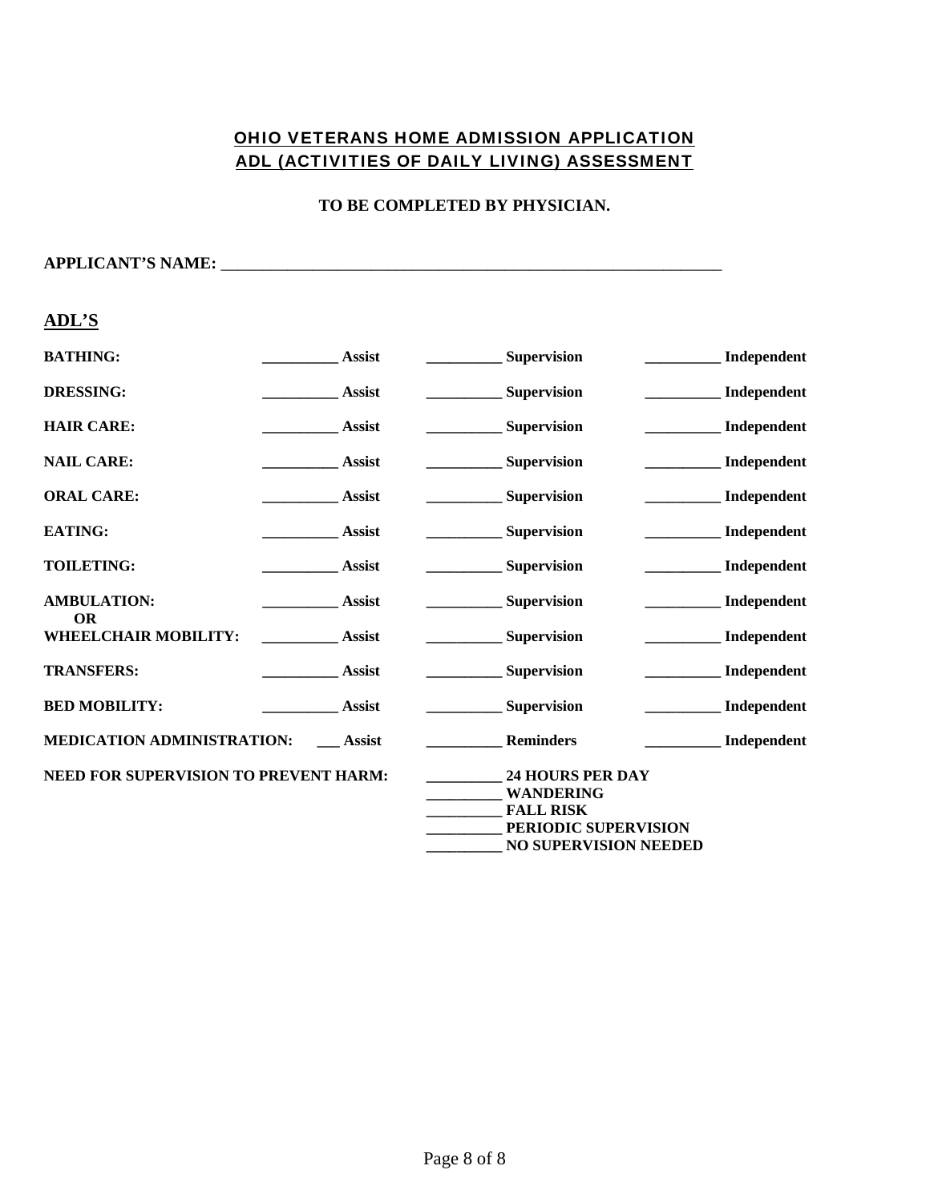## OHIO VETERANS HOME ADMISSION APPLICATION
## ADL (ACTIVITIES OF DAILY LIVING) ASSESSMENT

**TO BE COMPLETED BY PHYSICIAN.**

**APPLICANT'S NAME:** ____________________________________________________________

### ADL'S

| | | | |
|---|---|---|---|
| **BATHING:** | __________ **Assist** | __________ **Supervision** | __________ **Independent** |
| **DRESSING:** | __________ **Assist** | __________ **Supervision** | __________ **Independent** |
| **HAIR CARE:** | __________ **Assist** | __________ **Supervision** | __________ **Independent** |
| **NAIL CARE:** | __________ **Assist** | __________ **Supervision** | __________ **Independent** |
| **ORAL CARE:** | __________ **Assist** | __________ **Supervision** | __________ **Independent** |
| **EATING:** | __________ **Assist** | __________ **Supervision** | __________ **Independent** |
| **TOILETING:** | __________ **Assist** | __________ **Supervision** | __________ **Independent** |
| **AMBULATION:** | __________ **Assist** | __________ **Supervision** | __________ **Independent** |
| **OR** | | | |
| **WHEELCHAIR MOBILITY:** | __________ **Assist** | __________ **Supervision** | __________ **Independent** |
| **TRANSFERS:** | __________ **Assist** | __________ **Supervision** | __________ **Independent** |
| **BED MOBILITY:** | __________ **Assist** | __________ **Supervision** | __________ **Independent** |
| **MEDICATION ADMINISTRATION:** | ___ **Assist** | __________ **Reminders** | __________ **Independent** |

**NEED FOR SUPERVISION TO PREVENT HARM:**

- __________ **24 HOURS PER DAY**
- __________ **WANDERING**
- __________ **FALL RISK**
- __________ **PERIODIC SUPERVISION**
- __________ **NO SUPERVISION NEEDED**